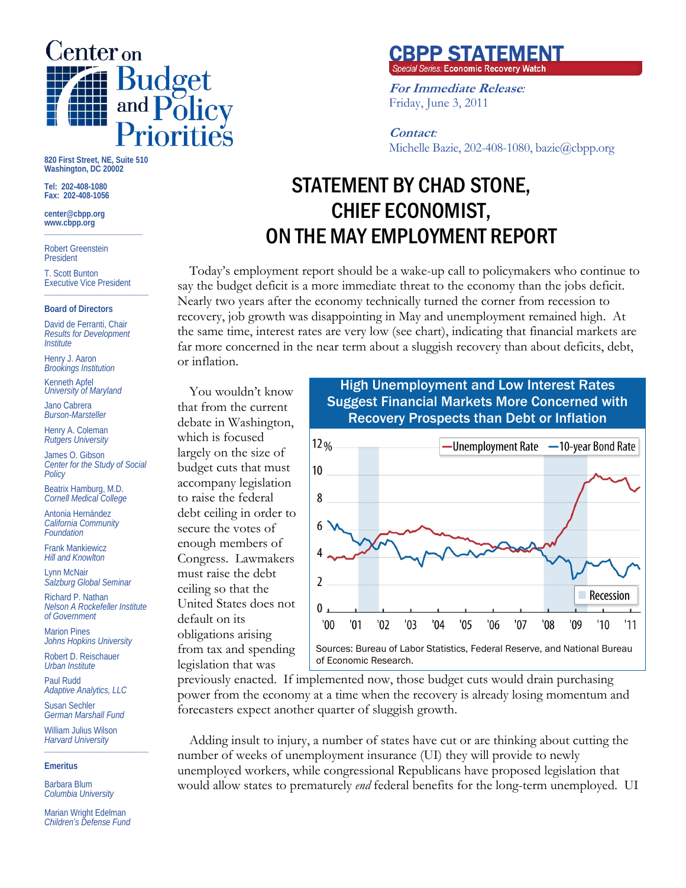# Center on Budget and Policy Priorities

820 First Street, NE, Suite 510
Washington, DC 20002

Tel: 202-408-1080
Fax: 202-408-1056

center@cbpp.org
www.cbpp.org

Robert Greenstein
President

T. Scott Bunton
Executive Vice President

**Board of Directors**

David de Ferranti, Chair
*Results for Development Institute*

Henry J. Aaron
*Brookings Institution*

Kenneth Apfel
*University of Maryland*

Jano Cabrera
*Burson-Marsteller*

Henry A. Coleman
*Rutgers University*

James O. Gibson
*Center for the Study of Social Policy*

Beatrix Hamburg, M.D.
*Cornell Medical College*

Antonia Hernández
*California Community Foundation*

Frank Mankiewicz
*Hill and Knowlton*

Lynn McNair
*Salzburg Global Seminar*

Richard P. Nathan
*Nelson A Rockefeller Institute of Government*

Marion Pines
*Johns Hopkins University*

Robert D. Reischauer
*Urban Institute*

Paul Rudd
*Adaptive Analytics, LLC*

Susan Sechler
*German Marshall Fund*

William Julius Wilson
*Harvard University*

**Emeritus**

Barbara Blum
*Columbia University*

Marian Wright Edelman
*Children's Defense Fund*

**CBPP STATEMENT**
*Special Series:* Economic Recovery Watch

***For Immediate Release:***
Friday, June 3, 2011

***Contact:***
Michelle Bazie, 202-408-1080, bazie@cbpp.org

# STATEMENT BY CHAD STONE, CHIEF ECONOMIST, ON THE MAY EMPLOYMENT REPORT

Today's employment report should be a wake-up call to policymakers who continue to say the budget deficit is a more immediate threat to the economy than the jobs deficit. Nearly two years after the economy technically turned the corner from recession to recovery, job growth was disappointing in May and unemployment remained high. At the same time, interest rates are very low (see chart), indicating that financial markets are far more concerned in the near term about a sluggish recovery than about deficits, debt, or inflation.

**High Unemployment and Low Interest Rates Suggest Financial Markets More Concerned with Recovery Prospects than Debt or Inflation**

Sources: Bureau of Labor Statistics, Federal Reserve, and National Bureau of Economic Research.

You wouldn't know that from the current debate in Washington, which is focused largely on the size of budget cuts that must accompany legislation to raise the federal debt ceiling in order to secure the votes of enough members of Congress. Lawmakers must raise the debt ceiling so that the United States does not default on its obligations arising from tax and spending legislation that was previously enacted. If implemented now, those budget cuts would drain purchasing power from the economy at a time when the recovery is already losing momentum and forecasters expect another quarter of sluggish growth.

Adding insult to injury, a number of states have cut or are thinking about cutting the number of weeks of unemployment insurance (UI) they will provide to newly unemployed workers, while congressional Republicans have proposed legislation that would allow states to prematurely *end* federal benefits for the long-term unemployed. UI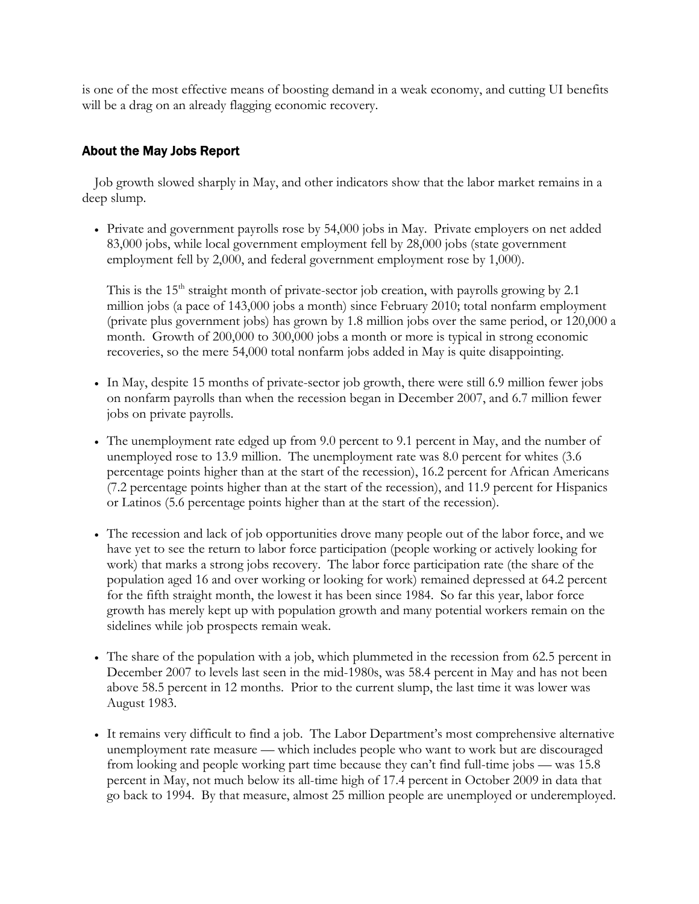is one of the most effective means of boosting demand in a weak economy, and cutting UI benefits will be a drag on an already flagging economic recovery.

## About the May Jobs Report

Job growth slowed sharply in May, and other indicators show that the labor market remains in a deep slump.

- Private and government payrolls rose by 54,000 jobs in May. Private employers on net added 83,000 jobs, while local government employment fell by 28,000 jobs (state government employment fell by 2,000, and federal government employment rose by 1,000).

  This is the 15th straight month of private-sector job creation, with payrolls growing by 2.1 million jobs (a pace of 143,000 jobs a month) since February 2010; total nonfarm employment (private plus government jobs) has grown by 1.8 million jobs over the same period, or 120,000 a month. Growth of 200,000 to 300,000 jobs a month or more is typical in strong economic recoveries, so the mere 54,000 total nonfarm jobs added in May is quite disappointing.

- In May, despite 15 months of private-sector job growth, there were still 6.9 million fewer jobs on nonfarm payrolls than when the recession began in December 2007, and 6.7 million fewer jobs on private payrolls.

- The unemployment rate edged up from 9.0 percent to 9.1 percent in May, and the number of unemployed rose to 13.9 million. The unemployment rate was 8.0 percent for whites (3.6 percentage points higher than at the start of the recession), 16.2 percent for African Americans (7.2 percentage points higher than at the start of the recession), and 11.9 percent for Hispanics or Latinos (5.6 percentage points higher than at the start of the recession).

- The recession and lack of job opportunities drove many people out of the labor force, and we have yet to see the return to labor force participation (people working or actively looking for work) that marks a strong jobs recovery. The labor force participation rate (the share of the population aged 16 and over working or looking for work) remained depressed at 64.2 percent for the fifth straight month, the lowest it has been since 1984. So far this year, labor force growth has merely kept up with population growth and many potential workers remain on the sidelines while job prospects remain weak.

- The share of the population with a job, which plummeted in the recession from 62.5 percent in December 2007 to levels last seen in the mid-1980s, was 58.4 percent in May and has not been above 58.5 percent in 12 months. Prior to the current slump, the last time it was lower was August 1983.

- It remains very difficult to find a job. The Labor Department's most comprehensive alternative unemployment rate measure — which includes people who want to work but are discouraged from looking and people working part time because they can't find full-time jobs — was 15.8 percent in May, not much below its all-time high of 17.4 percent in October 2009 in data that go back to 1994. By that measure, almost 25 million people are unemployed or underemployed.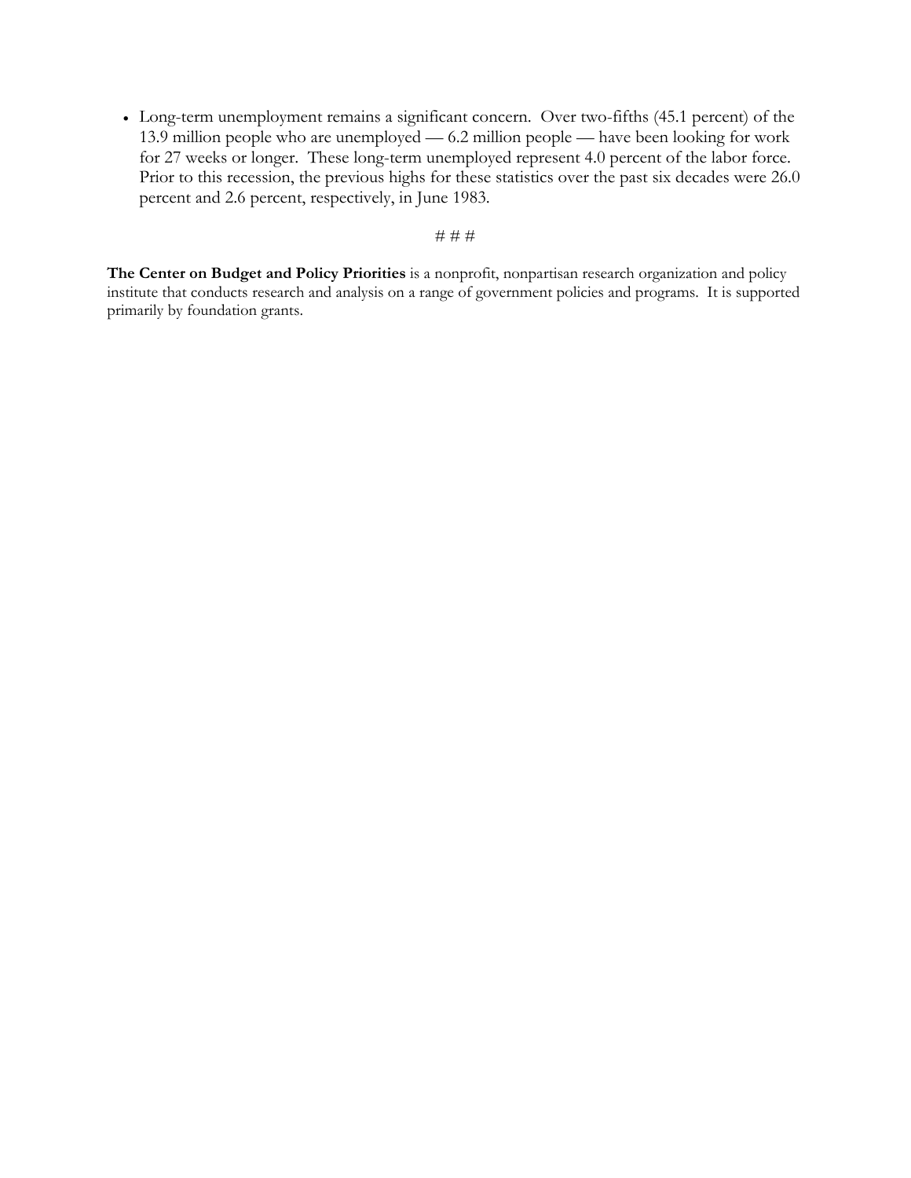- Long-term unemployment remains a significant concern. Over two-fifths (45.1 percent) of the 13.9 million people who are unemployed — 6.2 million people — have been looking for work for 27 weeks or longer. These long-term unemployed represent 4.0 percent of the labor force. Prior to this recession, the previous highs for these statistics over the past six decades were 26.0 percent and 2.6 percent, respectively, in June 1983.

# # #

**The Center on Budget and Policy Priorities** is a nonprofit, nonpartisan research organization and policy institute that conducts research and analysis on a range of government policies and programs. It is supported primarily by foundation grants.